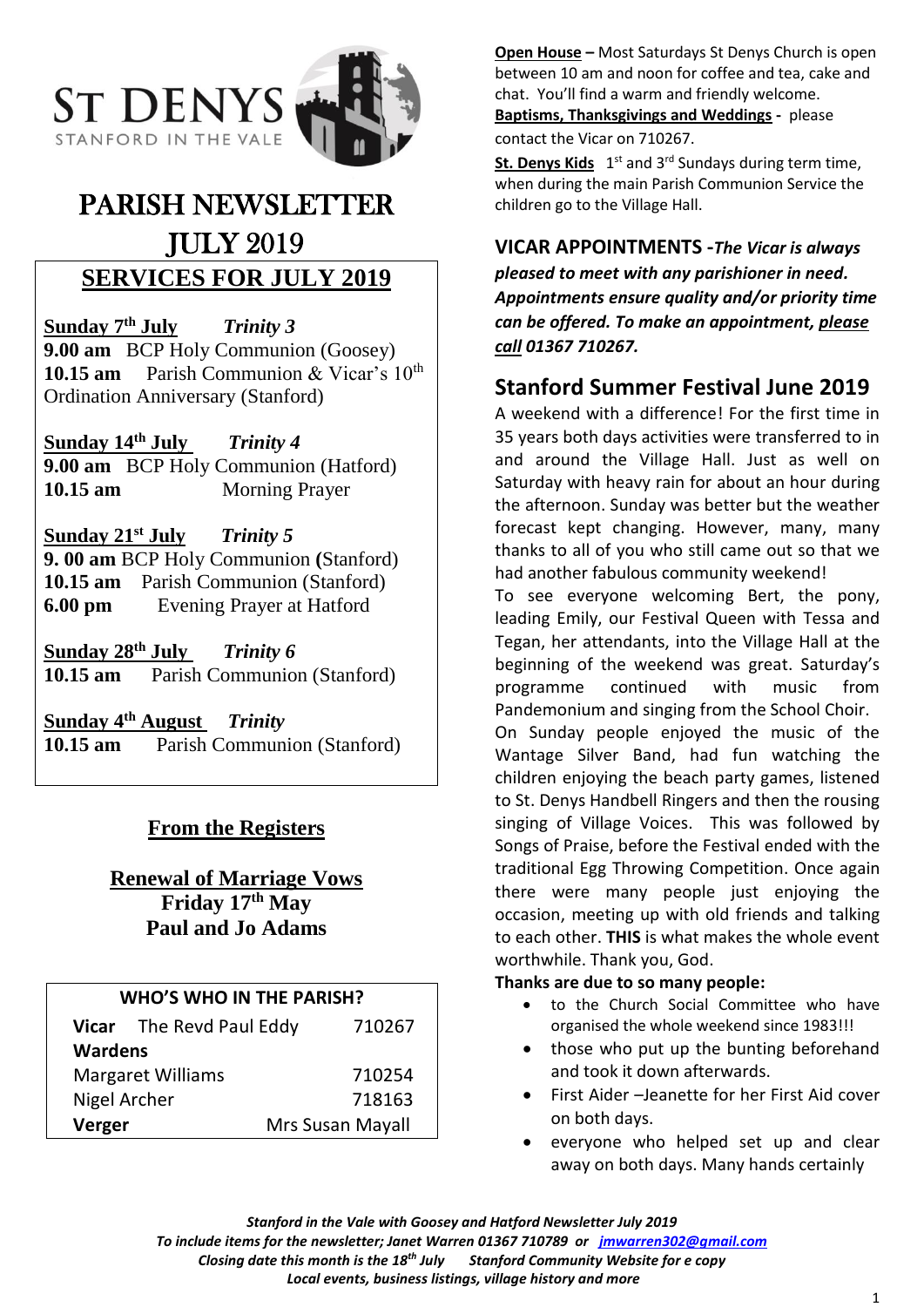# ST DENYS

STANFORD IN THE VALE

# PARISH NEWSLETTER JULY 2019

## SERVICES FOR JULY 2019

**Sunday 7th July** *Trinity 3*
**9.00 am** BCP Holy Communion (Goosey)
**10.15 am** Parish Communion & Vicar's 10th Ordination Anniversary (Stanford)

**Sunday 14th July** *Trinity 4*
**9.00 am** BCP Holy Communion (Hatford)
**10.15 am** Morning Prayer

**Sunday 21st July** *Trinity 5*
**9. 00 am** BCP Holy Communion **(**Stanford)
**10.15 am** Parish Communion (Stanford)
**6.00 pm** Evening Prayer at Hatford

**Sunday 28th July** *Trinity 6*
**10.15 am** Parish Communion (Stanford)

**Sunday 4th August** *Trinity*
**10.15 am** Parish Communion (Stanford)

## From the Registers

**Renewal of Marriage Vows**
**Friday 17th May**
**Paul and Jo Adams**

| WHO'S WHO IN THE PARISH? | |
|---|---|
| **Vicar** The Revd Paul Eddy | 710267 |
| **Wardens** | |
| Margaret Williams | 710254 |
| Nigel Archer | 718163 |
| **Verger** | Mrs Susan Mayall |

**Open House –** Most Saturdays St Denys Church is open between 10 am and noon for coffee and tea, cake and chat. You'll find a warm and friendly welcome.

**Baptisms, Thanksgivings and Weddings -** please contact the Vicar on 710267.

**St. Denys Kids** 1st and 3rd Sundays during term time, when during the main Parish Communion Service the children go to the Village Hall.

**VICAR APPOINTMENTS -*The Vicar is always pleased to meet with any parishioner in need. Appointments ensure quality and/or priority time can be offered. To make an appointment, please call 01367 710267.***

## Stanford Summer Festival June 2019

A weekend with a difference! For the first time in 35 years both days activities were transferred to in and around the Village Hall. Just as well on Saturday with heavy rain for about an hour during the afternoon. Sunday was better but the weather forecast kept changing. However, many, many thanks to all of you who still came out so that we had another fabulous community weekend!

To see everyone welcoming Bert, the pony, leading Emily, our Festival Queen with Tessa and Tegan, her attendants, into the Village Hall at the beginning of the weekend was great. Saturday's programme continued with music from Pandemonium and singing from the School Choir.

On Sunday people enjoyed the music of the Wantage Silver Band, had fun watching the children enjoying the beach party games, listened to St. Denys Handbell Ringers and then the rousing singing of Village Voices. This was followed by Songs of Praise, before the Festival ended with the traditional Egg Throwing Competition. Once again there were many people just enjoying the occasion, meeting up with old friends and talking to each other. **THIS** is what makes the whole event worthwhile. Thank you, God.

**Thanks are due to so many people:**

- to the Church Social Committee who have organised the whole weekend since 1983!!!
- those who put up the bunting beforehand and took it down afterwards.
- First Aider –Jeanette for her First Aid cover on both days.
- everyone who helped set up and clear away on both days. Many hands certainly

*Stanford in the Vale with Goosey and Hatford Newsletter July 2019*
*To include items for the newsletter; Janet Warren 01367 710789 or jmwarren302@gmail.com*
*Closing date this month is the 18th July Stanford Community Website for e copy*
*Local events, business listings, village history and more*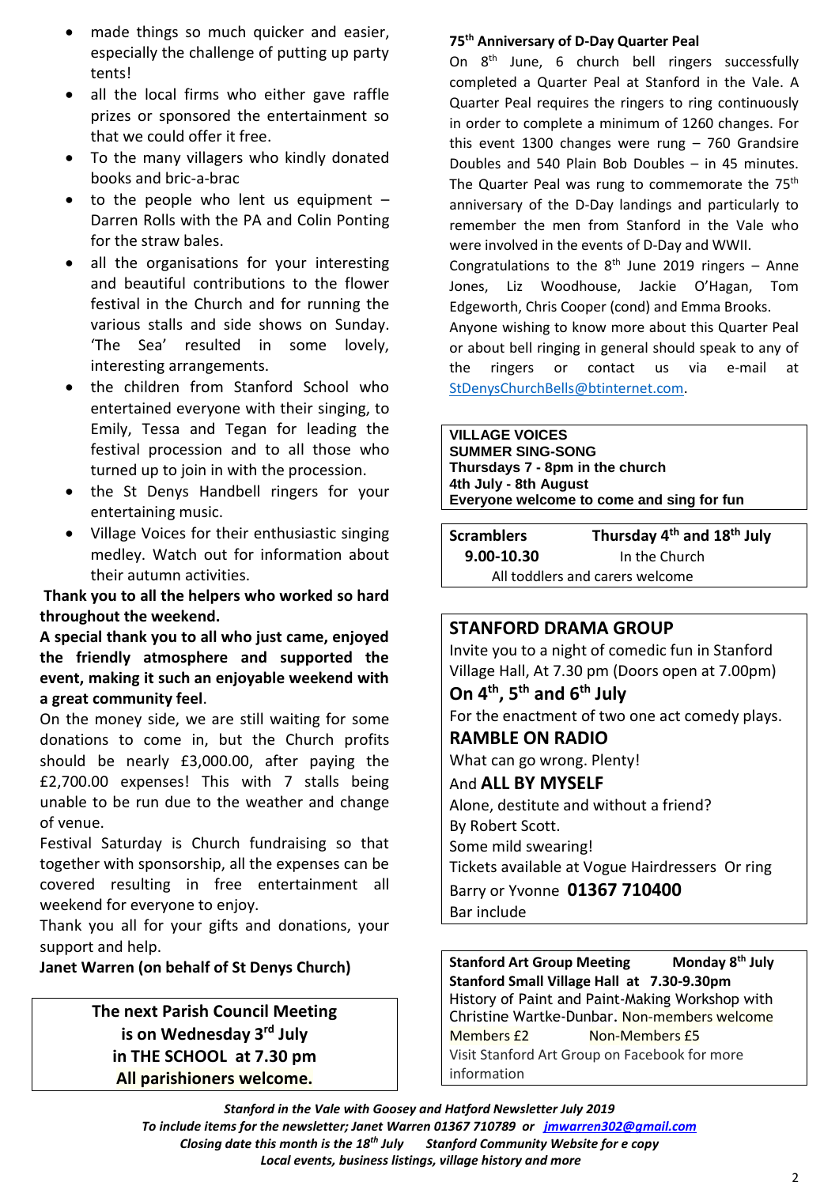- made things so much quicker and easier, especially the challenge of putting up party tents!
- all the local firms who either gave raffle prizes or sponsored the entertainment so that we could offer it free.
- To the many villagers who kindly donated books and bric-a-brac
- to the people who lent us equipment – Darren Rolls with the PA and Colin Ponting for the straw bales.
- all the organisations for your interesting and beautiful contributions to the flower festival in the Church and for running the various stalls and side shows on Sunday. 'The Sea' resulted in some lovely, interesting arrangements.
- the children from Stanford School who entertained everyone with their singing, to Emily, Tessa and Tegan for leading the festival procession and to all those who turned up to join in with the procession.
- the St Denys Handbell ringers for your entertaining music.
- Village Voices for their enthusiastic singing medley. Watch out for information about their autumn activities.

**Thank you to all the helpers who worked so hard throughout the weekend.**

**A special thank you to all who just came, enjoyed the friendly atmosphere and supported the event, making it such an enjoyable weekend with a great community feel**.

On the money side, we are still waiting for some donations to come in, but the Church profits should be nearly £3,000.00, after paying the £2,700.00 expenses! This with 7 stalls being unable to be run due to the weather and change of venue.

Festival Saturday is Church fundraising so that together with sponsorship, all the expenses can be covered resulting in free entertainment all weekend for everyone to enjoy.

Thank you all for your gifts and donations, your support and help.

**Janet Warren (on behalf of St Denys Church)**

**The next Parish Council Meeting**
**is on Wednesday 3rd July**
**in THE SCHOOL at 7.30 pm**
**All parishioners welcome.**

## 75th Anniversary of D-Day Quarter Peal

On 8th June, 6 church bell ringers successfully completed a Quarter Peal at Stanford in the Vale. A Quarter Peal requires the ringers to ring continuously in order to complete a minimum of 1260 changes. For this event 1300 changes were rung – 760 Grandsire Doubles and 540 Plain Bob Doubles – in 45 minutes. The Quarter Peal was rung to commemorate the 75th anniversary of the D-Day landings and particularly to remember the men from Stanford in the Vale who were involved in the events of D-Day and WWII.

Congratulations to the 8th June 2019 ringers – Anne Jones, Liz Woodhouse, Jackie O'Hagan, Tom Edgeworth, Chris Cooper (cond) and Emma Brooks.

Anyone wishing to know more about this Quarter Peal or about bell ringing in general should speak to any of the ringers or contact us via e-mail at StDenysChurchBells@btinternet.com.

**VILLAGE VOICES**
**SUMMER SING-SONG**
**Thursdays 7 - 8pm in the church**
**4th July - 8th August**
**Everyone welcome to come and sing for fun**

**Scramblers** — **Thursday 4th and 18th July**
**9.00-10.30** — In the Church
All toddlers and carers welcome

## STANFORD DRAMA GROUP

Invite you to a night of comedic fun in Stanford Village Hall, At 7.30 pm (Doors open at 7.00pm)

**On 4th, 5th and 6th July**

For the enactment of two one act comedy plays.

**RAMBLE ON RADIO**

What can go wrong. Plenty!

And **ALL BY MYSELF**

Alone, destitute and without a friend?
By Robert Scott.
Some mild swearing!

Tickets available at Vogue Hairdressers Or ring Barry or Yvonne **01367 710400**

Bar include

**Stanford Art Group Meeting** — **Monday 8th July**
**Stanford Small Village Hall at 7.30-9.30pm**
History of Paint and Paint-Making Workshop with Christine Wartke-Dunbar. Non-members welcome
Members £2 Non-Members £5
Visit Stanford Art Group on Facebook for more information

*Stanford in the Vale with Goosey and Hatford Newsletter July 2019*
*To include items for the newsletter; Janet Warren 01367 710789 or jmwarren302@gmail.com*
*Closing date this month is the 18th July Stanford Community Website for e copy*
*Local events, business listings, village history and more*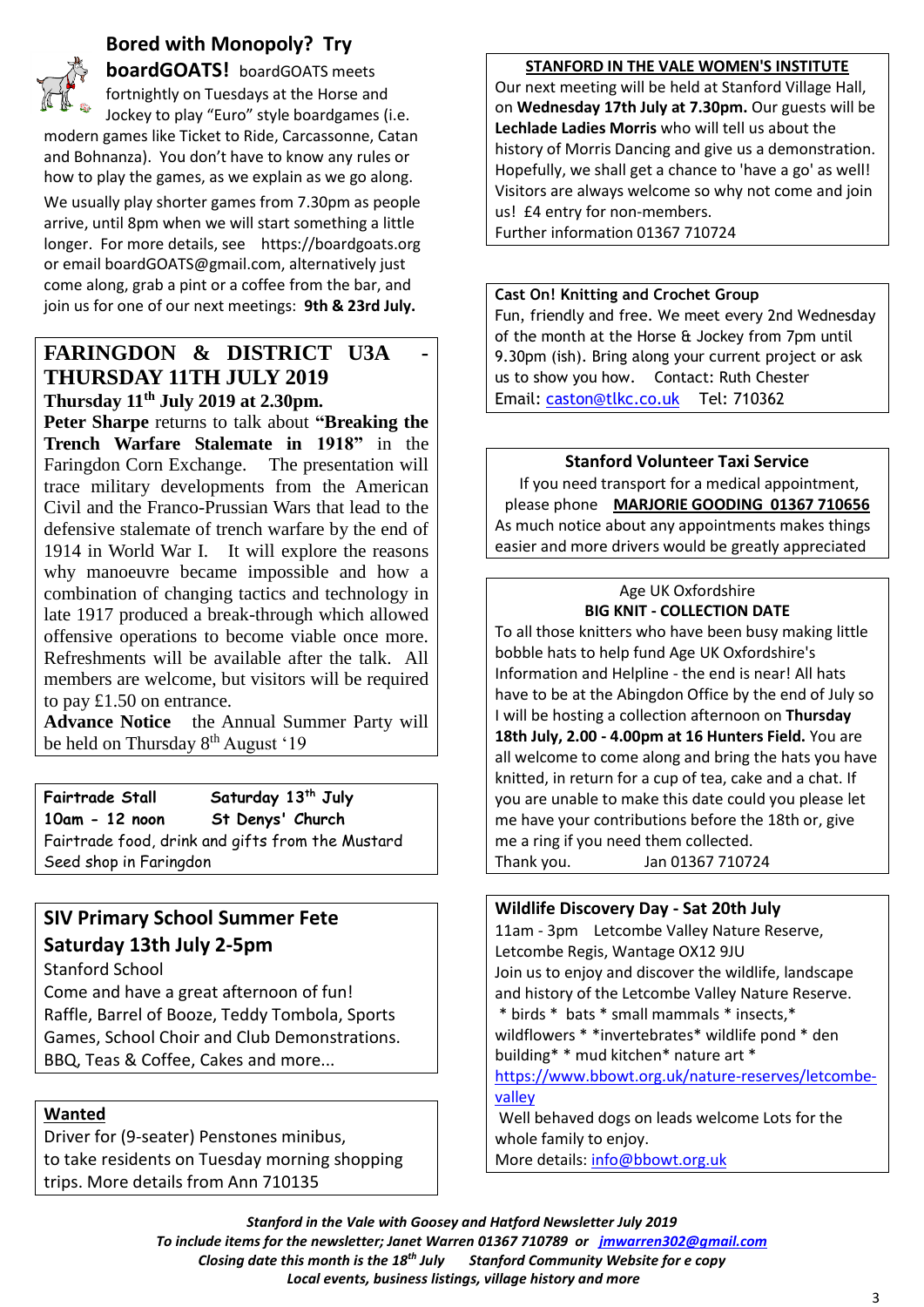## Bored with Monopoly? Try boardGOATS!

boardGOATS meets fortnightly on Tuesdays at the Horse and Jockey to play "Euro" style boardgames (i.e. modern games like Ticket to Ride, Carcassonne, Catan and Bohnanza). You don't have to know any rules or how to play the games, as we explain as we go along.

We usually play shorter games from 7.30pm as people arrive, until 8pm when we will start something a little longer. For more details, see https://boardgoats.org or email boardGOATS@gmail.com, alternatively just come along, grab a pint or a coffee from the bar, and join us for one of our next meetings: **9th & 23rd July.**

## FARINGDON & DISTRICT U3A - THURSDAY 11TH JULY 2019

**Thursday 11th July 2019 at 2.30pm.**

**Peter Sharpe** returns to talk about **"Breaking the Trench Warfare Stalemate in 1918"** in the Faringdon Corn Exchange. The presentation will trace military developments from the American Civil and the Franco-Prussian Wars that lead to the defensive stalemate of trench warfare by the end of 1914 in World War I. It will explore the reasons why manoeuvre became impossible and how a combination of changing tactics and technology in late 1917 produced a break-through which allowed offensive operations to become viable once more. Refreshments will be available after the talk. All members are welcome, but visitors will be required to pay £1.50 on entrance.

**Advance Notice** the Annual Summer Party will be held on Thursday 8th August '19

**Fairtrade Stall** **Saturday 13th July**
**10am - 12 noon** **St Denys' Church**
Fairtrade food, drink and gifts from the Mustard Seed shop in Faringdon

## SIV Primary School Summer Fete
## Saturday 13th July 2-5pm

Stanford School
Come and have a great afternoon of fun!
Raffle, Barrel of Booze, Teddy Tombola, Sports Games, School Choir and Club Demonstrations.
BBQ, Teas & Coffee, Cakes and more...

**Wanted**

Driver for (9-seater) Penstones minibus, to take residents on Tuesday morning shopping trips. More details from Ann 710135

**STANFORD IN THE VALE WOMEN'S INSTITUTE**

Our next meeting will be held at Stanford Village Hall, on **Wednesday 17th July at 7.30pm.** Our guests will be **Lechlade Ladies Morris** who will tell us about the history of Morris Dancing and give us a demonstration. Hopefully, we shall get a chance to 'have a go' as well! Visitors are always welcome so why not come and join us! £4 entry for non-members.
Further information 01367 710724

**Cast On! Knitting and Crochet Group**

Fun, friendly and free. We meet every 2nd Wednesday of the month at the Horse & Jockey from 7pm until 9.30pm (ish). Bring along your current project or ask us to show you how. Contact: Ruth Chester
Email: caston@tlkc.co.uk Tel: 710362

**Stanford Volunteer Taxi Service**

If you need transport for a medical appointment, please phone **MARJORIE GOODING 01367 710656**
As much notice about any appointments makes things easier and more drivers would be greatly appreciated

Age UK Oxfordshire
**BIG KNIT - COLLECTION DATE**

To all those knitters who have been busy making little bobble hats to help fund Age UK Oxfordshire's Information and Helpline - the end is near! All hats have to be at the Abingdon Office by the end of July so I will be hosting a collection afternoon on **Thursday 18th July, 2.00 - 4.00pm at 16 Hunters Field.** You are all welcome to come along and bring the hats you have knitted, in return for a cup of tea, cake and a chat. If you are unable to make this date could you please let me have your contributions before the 18th or, give me a ring if you need them collected.
Thank you. Jan 01367 710724

**Wildlife Discovery Day - Sat 20th July**

11am - 3pm Letcombe Valley Nature Reserve, Letcombe Regis, Wantage OX12 9JU
Join us to enjoy and discover the wildlife, landscape and history of the Letcombe Valley Nature Reserve.
* birds * bats * small mammals * insects,* wildflowers * *invertebrates* wildlife pond * den building* * mud kitchen* nature art *
https://www.bbowt.org.uk/nature-reserves/letcombe-valley
Well behaved dogs on leads welcome Lots for the whole family to enjoy.
More details: info@bbowt.org.uk

***Stanford in the Vale with Goosey and Hatford Newsletter July 2019***
***To include items for the newsletter; Janet Warren 01367 710789 or jmwarren302@gmail.com***
***Closing date this month is the 18th July Stanford Community Website for e copy***
***Local events, business listings, village history and more***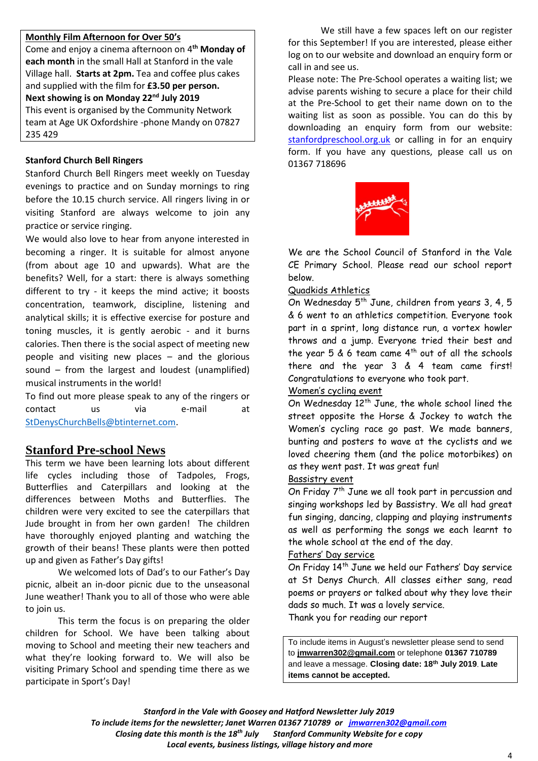**Monthly Film Afternoon for Over 50's**

Come and enjoy a cinema afternoon on 4th **Monday of each month** in the small Hall at Stanford in the vale Village hall. **Starts at 2pm.** Tea and coffee plus cakes and supplied with the film for **£3.50 per person.**

**Next showing is on Monday 22nd July 2019**

This event is organised by the Community Network team at Age UK Oxfordshire -phone Mandy on 07827 235 429

**Stanford Church Bell Ringers**

Stanford Church Bell Ringers meet weekly on Tuesday evenings to practice and on Sunday mornings to ring before the 10.15 church service. All ringers living in or visiting Stanford are always welcome to join any practice or service ringing.

We would also love to hear from anyone interested in becoming a ringer. It is suitable for almost anyone (from about age 10 and upwards). What are the benefits? Well, for a start: there is always something different to try - it keeps the mind active; it boosts concentration, teamwork, discipline, listening and analytical skills; it is effective exercise for posture and toning muscles, it is gently aerobic - and it burns calories. Then there is the social aspect of meeting new people and visiting new places – and the glorious sound – from the largest and loudest (unamplified) musical instruments in the world!

To find out more please speak to any of the ringers or contact us via e-mail at StDenysChurchBells@btinternet.com.

## Stanford Pre-school News

This term we have been learning lots about different life cycles including those of Tadpoles, Frogs, Butterflies and Caterpillars and looking at the differences between Moths and Butterflies. The children were very excited to see the caterpillars that Jude brought in from her own garden! The children have thoroughly enjoyed planting and watching the growth of their beans! These plants were then potted up and given as Father's Day gifts!

We welcomed lots of Dad's to our Father's Day picnic, albeit an in-door picnic due to the unseasonal June weather! Thank you to all of those who were able to join us.

This term the focus is on preparing the older children for School. We have been talking about moving to School and meeting their new teachers and what they're looking forward to. We will also be visiting Primary School and spending time there as we participate in Sport's Day!

We still have a few spaces left on our register for this September! If you are interested, please either log on to our website and download an enquiry form or call in and see us.

Please note: The Pre-School operates a waiting list; we advise parents wishing to secure a place for their child at the Pre-school to get their name down on to the waiting list as soon as possible. You can do this by downloading an enquiry form from our website: stanfordpreschool.org.uk or calling in for an enquiry form. If you have any questions, please call us on 01367 718696

We are the School Council of Stanford in the Vale CE Primary School. Please read our school report below.

Quadkids Athletics

On Wednesday 5th June, children from years 3, 4, 5 & 6 went to an athletics competition. Everyone took part in a sprint, long distance run, a vortex howler throws and a jump. Everyone tried their best and the year 5 & 6 team came 4th out of all the schools there and the year 3 & 4 team came first! Congratulations to everyone who took part.

Women's cycling event

On Wednesday 12th June, the whole school lined the street opposite the Horse & Jockey to watch the Women's cycling race go past. We made banners, bunting and posters to wave at the cyclists and we loved cheering them (and the police motorbikes) on as they went past. It was great fun!

Bassistry event

On Friday 7th June we all took part in percussion and singing workshops led by Bassistry. We all had great fun singing, dancing, clapping and playing instruments as well as performing the songs we each learnt to the whole school at the end of the day.

Fathers' Day service

On Friday 14th June we held our Fathers' Day service at St Denys Church. All classes either sang, read poems or prayers or talked about why they love their dads so much. It was a lovely service.

Thank you for reading our report

To include items in August's newsletter please send to send to **jmwarren302@gmail.com** or telephone **01367 710789** and leave a message. **Closing date: 18th July 2019**. **Late items cannot be accepted.**

***Stanford in the Vale with Goosey and Hatford Newsletter July 2019***
***To include items for the newsletter; Janet Warren 01367 710789 or jmwarren302@gmail.com***
***Closing date this month is the 18th July Stanford Community Website for e copy***
***Local events, business listings, village history and more***